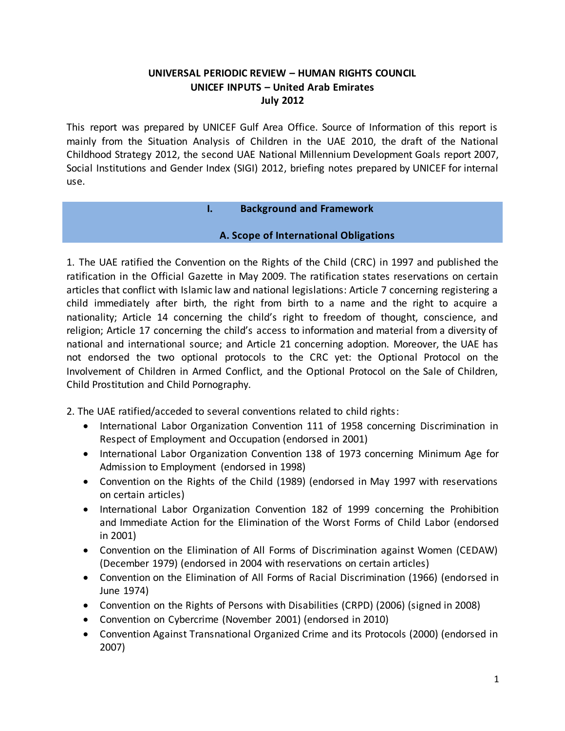**UNIVERSAL PERIODIC REVIEW – HUMAN RIGHTS COUNCIL**
**UNICEF INPUTS – United Arab Emirates**
**July 2012**

This report was prepared by UNICEF Gulf Area Office. Source of Information of this report is mainly from the Situation Analysis of Children in the UAE 2010, the draft of the National Childhood Strategy 2012, the second UAE National Millennium Development Goals report 2007, Social Institutions and Gender Index (SIGI) 2012, briefing notes prepared by UNICEF for internal use.

# I. Background and Framework

## A. Scope of International Obligations

1. The UAE ratified the Convention on the Rights of the Child (CRC) in 1997 and published the ratification in the Official Gazette in May 2009. The ratification states reservations on certain articles that conflict with Islamic law and national legislations: Article 7 concerning registering a child immediately after birth, the right from birth to a name and the right to acquire a nationality; Article 14 concerning the child's right to freedom of thought, conscience, and religion; Article 17 concerning the child's access to information and material from a diversity of national and international source; and Article 21 concerning adoption. Moreover, the UAE has not endorsed the two optional protocols to the CRC yet: the Optional Protocol on the Involvement of Children in Armed Conflict, and the Optional Protocol on the Sale of Children, Child Prostitution and Child Pornography.

2. The UAE ratified/acceded to several conventions related to child rights:

- International Labor Organization Convention 111 of 1958 concerning Discrimination in Respect of Employment and Occupation (endorsed in 2001)
- International Labor Organization Convention 138 of 1973 concerning Minimum Age for Admission to Employment (endorsed in 1998)
- Convention on the Rights of the Child (1989) (endorsed in May 1997 with reservations on certain articles)
- International Labor Organization Convention 182 of 1999 concerning the Prohibition and Immediate Action for the Elimination of the Worst Forms of Child Labor (endorsed in 2001)
- Convention on the Elimination of All Forms of Discrimination against Women (CEDAW) (December 1979) (endorsed in 2004 with reservations on certain articles)
- Convention on the Elimination of All Forms of Racial Discrimination (1966) (endorsed in June 1974)
- Convention on the Rights of Persons with Disabilities (CRPD) (2006) (signed in 2008)
- Convention on Cybercrime (November 2001) (endorsed in 2010)
- Convention Against Transnational Organized Crime and its Protocols (2000) (endorsed in 2007)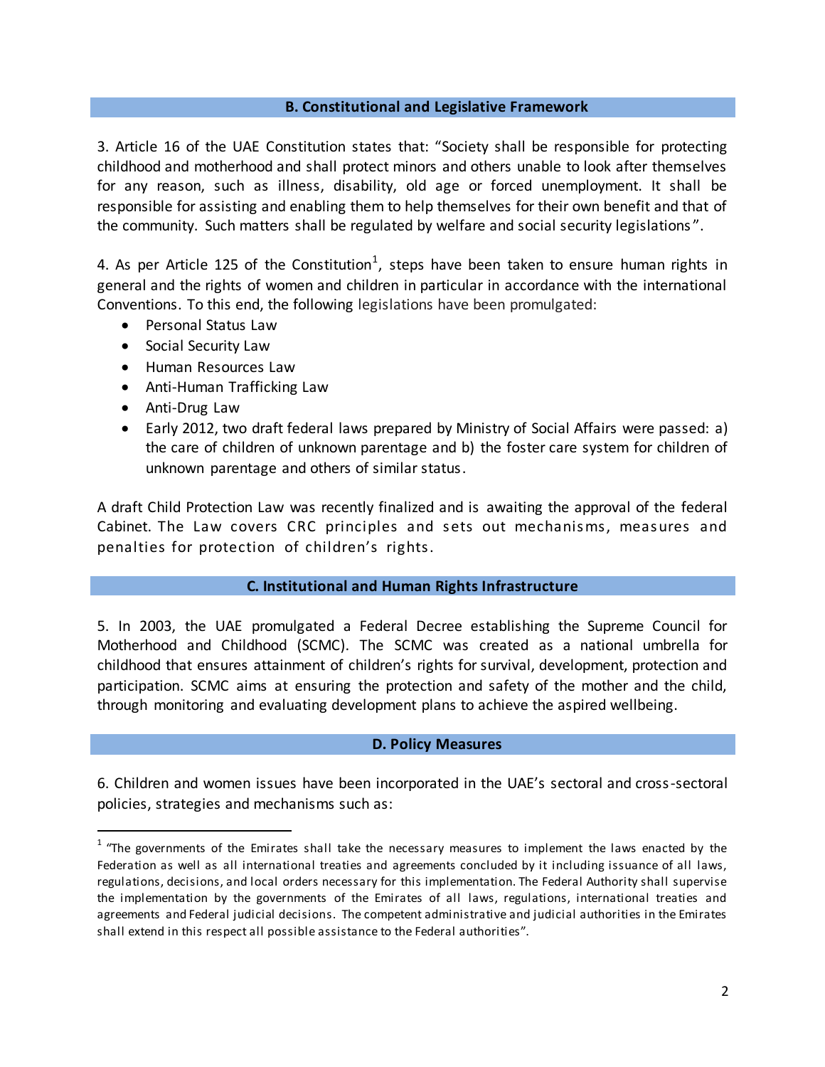## B. Constitutional and Legislative Framework

3. Article 16 of the UAE Constitution states that: "Society shall be responsible for protecting childhood and motherhood and shall protect minors and others unable to look after themselves for any reason, such as illness, disability, old age or forced unemployment. It shall be responsible for assisting and enabling them to help themselves for their own benefit and that of the community. Such matters shall be regulated by welfare and social security legislations".

4. As per Article 125 of the Constitution[1], steps have been taken to ensure human rights in general and the rights of women and children in particular in accordance with the international Conventions. To this end, the following legislations have been promulgated:

- Personal Status Law
- Social Security Law
- Human Resources Law
- Anti-Human Trafficking Law
- Anti-Drug Law
- Early 2012, two draft federal laws prepared by Ministry of Social Affairs were passed: a) the care of children of unknown parentage and b) the foster care system for children of unknown parentage and others of similar status.

A draft Child Protection Law was recently finalized and is awaiting the approval of the federal Cabinet. The Law covers CRC principles and sets out mechanisms, measures and penalties for protection of children's rights.

## C. Institutional and Human Rights Infrastructure

5. In 2003, the UAE promulgated a Federal Decree establishing the Supreme Council for Motherhood and Childhood (SCMC). The SCMC was created as a national umbrella for childhood that ensures attainment of children's rights for survival, development, protection and participation. SCMC aims at ensuring the protection and safety of the mother and the child, through monitoring and evaluating development plans to achieve the aspired wellbeing.

## D. Policy Measures

6. Children and women issues have been incorporated in the UAE's sectoral and cross-sectoral policies, strategies and mechanisms such as:

---

[1] "The governments of the Emirates shall take the necessary measures to implement the laws enacted by the Federation as well as all international treaties and agreements concluded by it including issuance of all laws, regulations, decisions, and local orders necessary for this implementation. The Federal Authority shall supervise the implementation by the governments of the Emirates of all laws, regulations, international treaties and agreements and Federal judicial decisions. The competent administrative and judicial authorities in the Emirates shall extend in this respect all possible assistance to the Federal authorities".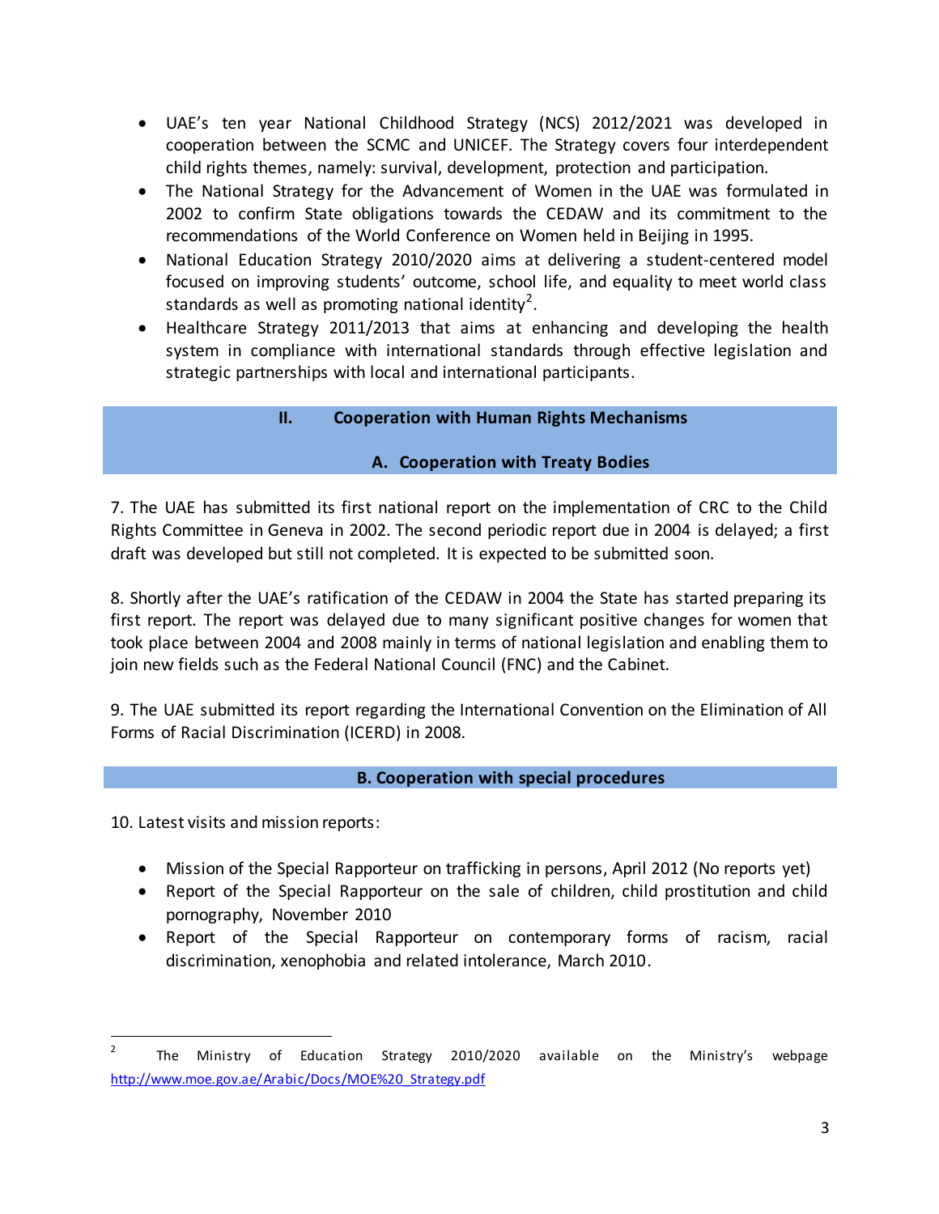- UAE's ten year National Childhood Strategy (NCS) 2012/2021 was developed in cooperation between the SCMC and UNICEF. The Strategy covers four interdependent child rights themes, namely: survival, development, protection and participation.
- The National Strategy for the Advancement of Women in the UAE was formulated in 2002 to confirm State obligations towards the CEDAW and its commitment to the recommendations of the World Conference on Women held in Beijing in 1995.
- National Education Strategy 2010/2020 aims at delivering a student-centered model focused on improving students' outcome, school life, and equality to meet world class standards as well as promoting national identity[2].
- Healthcare Strategy 2011/2013 that aims at enhancing and developing the health system in compliance with international standards through effective legislation and strategic partnerships with local and international participants.

## II. Cooperation with Human Rights Mechanisms

### A. Cooperation with Treaty Bodies

7. The UAE has submitted its first national report on the implementation of CRC to the Child Rights Committee in Geneva in 2002. The second periodic report due in 2004 is delayed; a first draft was developed but still not completed. It is expected to be submitted soon.

8. Shortly after the UAE's ratification of the CEDAW in 2004 the State has started preparing its first report. The report was delayed due to many significant positive changes for women that took place between 2004 and 2008 mainly in terms of national legislation and enabling them to join new fields such as the Federal National Council (FNC) and the Cabinet.

9. The UAE submitted its report regarding the International Convention on the Elimination of All Forms of Racial Discrimination (ICERD) in 2008.

### B. Cooperation with special procedures

10. Latest visits and mission reports:

- Mission of the Special Rapporteur on trafficking in persons, April 2012 (No reports yet)
- Report of the Special Rapporteur on the sale of children, child prostitution and child pornography, November 2010
- Report of the Special Rapporteur on contemporary forms of racism, racial discrimination, xenophobia and related intolerance, March 2010.

---

[2] The Ministry of Education Strategy 2010/2020 available on the Ministry's webpage http://www.moe.gov.ae/Arabic/Docs/MOE%20_Strategy.pdf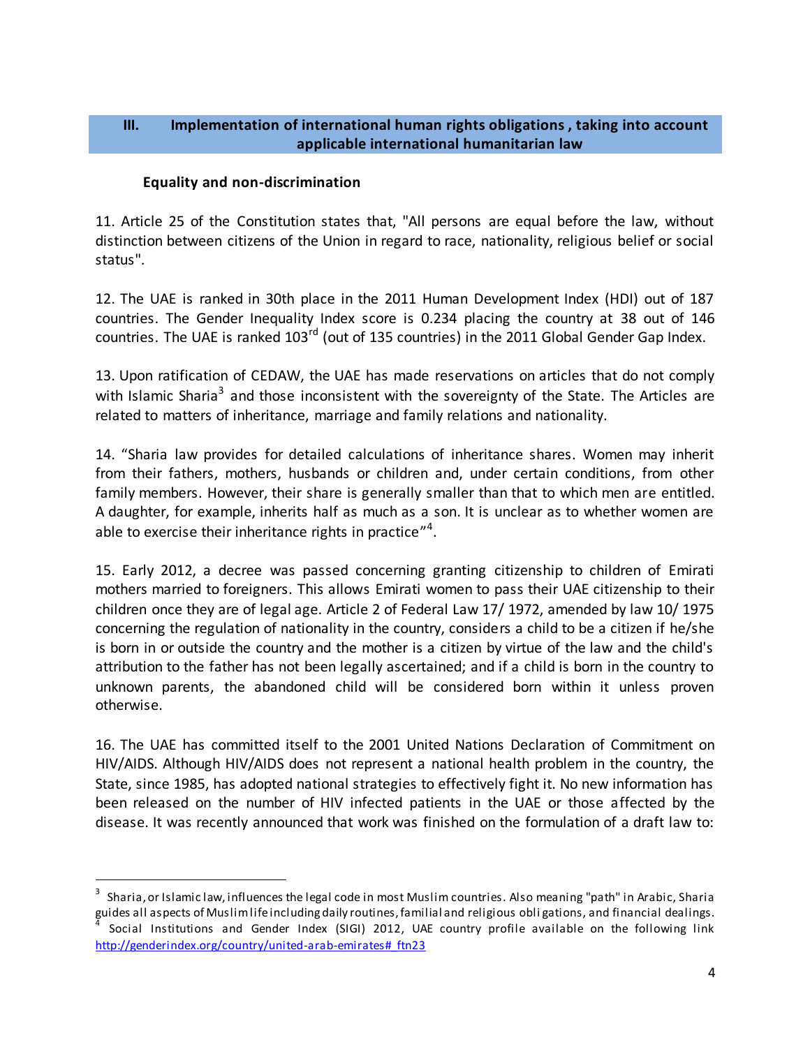## III. Implementation of international human rights obligations , taking into account applicable international humanitarian law

### Equality and non-discrimination

11. Article 25 of the Constitution states that, "All persons are equal before the law, without distinction between citizens of the Union in regard to race, nationality, religious belief or social status".

12. The UAE is ranked in 30th place in the 2011 Human Development Index (HDI) out of 187 countries. The Gender Inequality Index score is 0.234 placing the country at 38 out of 146 countries. The UAE is ranked 103rd (out of 135 countries) in the 2011 Global Gender Gap Index.

13. Upon ratification of CEDAW, the UAE has made reservations on articles that do not comply with Islamic Sharia[3] and those inconsistent with the sovereignty of the State. The Articles are related to matters of inheritance, marriage and family relations and nationality.

14. "Sharia law provides for detailed calculations of inheritance shares. Women may inherit from their fathers, mothers, husbands or children and, under certain conditions, from other family members. However, their share is generally smaller than that to which men are entitled. A daughter, for example, inherits half as much as a son. It is unclear as to whether women are able to exercise their inheritance rights in practice"[4].

15. Early 2012, a decree was passed concerning granting citizenship to children of Emirati mothers married to foreigners. This allows Emirati women to pass their UAE citizenship to their children once they are of legal age. Article 2 of Federal Law 17/ 1972, amended by law 10/ 1975 concerning the regulation of nationality in the country, considers a child to be a citizen if he/she is born in or outside the country and the mother is a citizen by virtue of the law and the child's attribution to the father has not been legally ascertained; and if a child is born in the country to unknown parents, the abandoned child will be considered born within it unless proven otherwise.

16. The UAE has committed itself to the 2001 United Nations Declaration of Commitment on HIV/AIDS. Although HIV/AIDS does not represent a national health problem in the country, the State, since 1985, has adopted national strategies to effectively fight it. No new information has been released on the number of HIV infected patients in the UAE or those affected by the disease. It was recently announced that work was finished on the formulation of a draft law to:

---

[3] Sharia, or Islamic law, influences the legal code in most Muslim countries. Also meaning "path" in Arabic, Sharia guides all aspects of Muslim life including daily routines, familial and religious obligations, and financial dealings.

[4] Social Institutions and Gender Index (SIGI) 2012, UAE country profile available on the following link http://genderindex.org/country/united-arab-emirates#_ftn23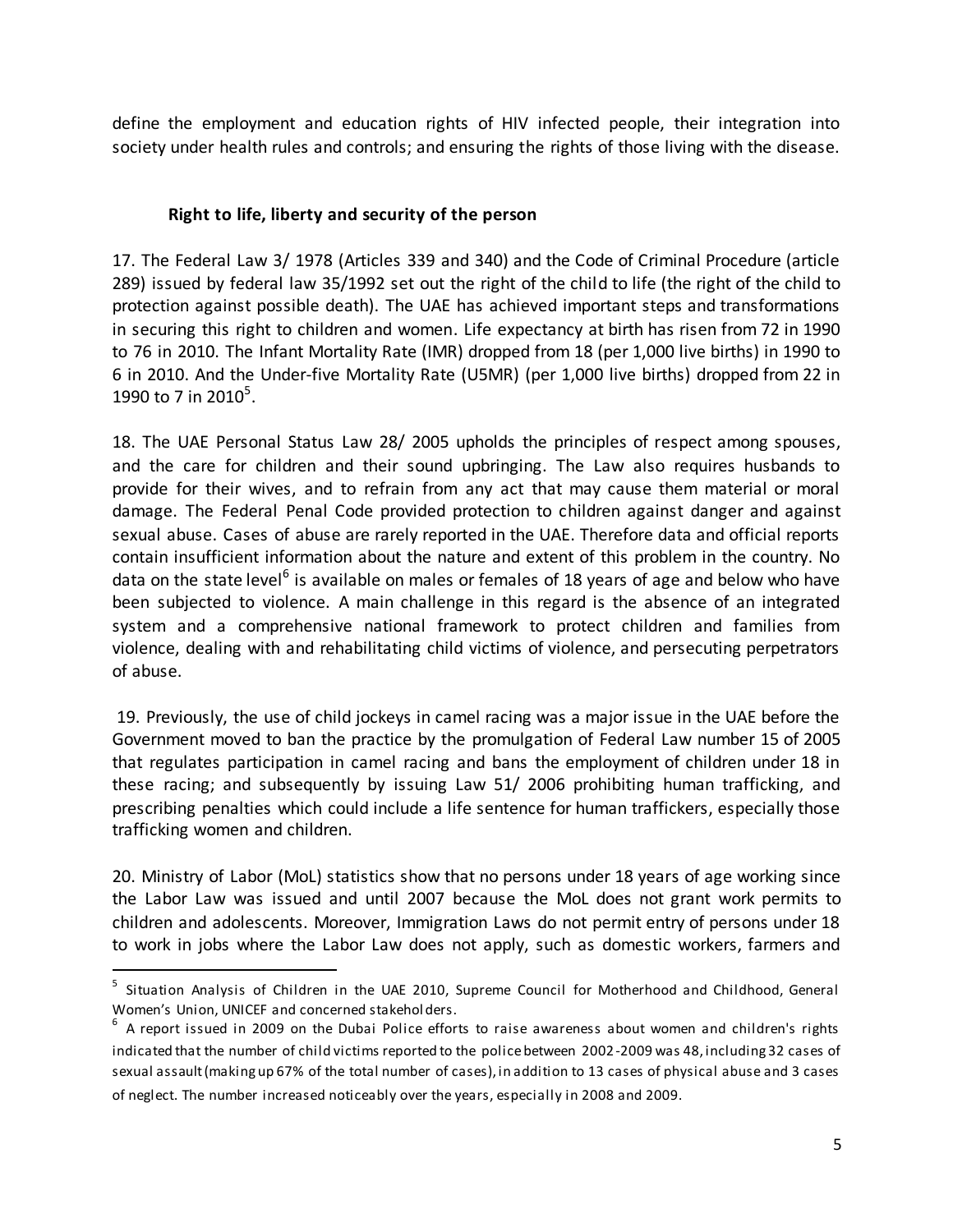define the employment and education rights of HIV infected people, their integration into society under health rules and controls; and ensuring the rights of those living with the disease.

### Right to life, liberty and security of the person

17. The Federal Law 3/ 1978 (Articles 339 and 340) and the Code of Criminal Procedure (article 289) issued by federal law 35/1992 set out the right of the child to life (the right of the child to protection against possible death). The UAE has achieved important steps and transformations in securing this right to children and women. Life expectancy at birth has risen from 72 in 1990 to 76 in 2010. The Infant Mortality Rate (IMR) dropped from 18 (per 1,000 live births) in 1990 to 6 in 2010. And the Under-five Mortality Rate (U5MR) (per 1,000 live births) dropped from 22 in 1990 to 7 in 2010[5].

18. The UAE Personal Status Law 28/ 2005 upholds the principles of respect among spouses, and the care for children and their sound upbringing. The Law also requires husbands to provide for their wives, and to refrain from any act that may cause them material or moral damage. The Federal Penal Code provided protection to children against danger and against sexual abuse. Cases of abuse are rarely reported in the UAE. Therefore data and official reports contain insufficient information about the nature and extent of this problem in the country. No data on the state level[6] is available on males or females of 18 years of age and below who have been subjected to violence. A main challenge in this regard is the absence of an integrated system and a comprehensive national framework to protect children and families from violence, dealing with and rehabilitating child victims of violence, and persecuting perpetrators of abuse.

19. Previously, the use of child jockeys in camel racing was a major issue in the UAE before the Government moved to ban the practice by the promulgation of Federal Law number 15 of 2005 that regulates participation in camel racing and bans the employment of children under 18 in these racing; and subsequently by issuing Law 51/ 2006 prohibiting human trafficking, and prescribing penalties which could include a life sentence for human traffickers, especially those trafficking women and children.

20. Ministry of Labor (MoL) statistics show that no persons under 18 years of age working since the Labor Law was issued and until 2007 because the MoL does not grant work permits to children and adolescents. Moreover, Immigration Laws do not permit entry of persons under 18 to work in jobs where the Labor Law does not apply, such as domestic workers, farmers and

---

[5] Situation Analysis of Children in the UAE 2010, Supreme Council for Motherhood and Childhood, General Women's Union, UNICEF and concerned stakeholders.

[6] A report issued in 2009 on the Dubai Police efforts to raise awareness about women and children's rights indicated that the number of child victims reported to the police between 2002-2009 was 48, including 32 cases of sexual assault (making up 67% of the total number of cases), in addition to 13 cases of physical abuse and 3 cases of neglect. The number increased noticeably over the years, especially in 2008 and 2009.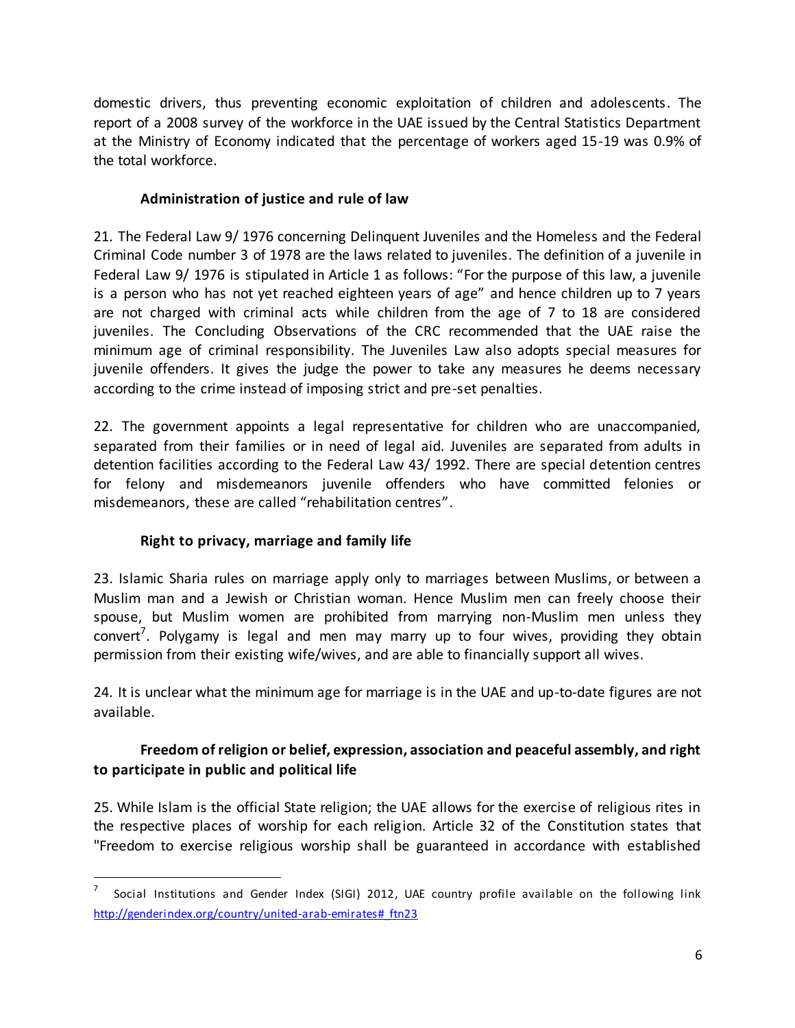domestic drivers, thus preventing economic exploitation of children and adolescents. The report of a 2008 survey of the workforce in the UAE issued by the Central Statistics Department at the Ministry of Economy indicated that the percentage of workers aged 15-19 was 0.9% of the total workforce.

### Administration of justice and rule of law

21. The Federal Law 9/ 1976 concerning Delinquent Juveniles and the Homeless and the Federal Criminal Code number 3 of 1978 are the laws related to juveniles. The definition of a juvenile in Federal Law 9/ 1976 is stipulated in Article 1 as follows: "For the purpose of this law, a juvenile is a person who has not yet reached eighteen years of age" and hence children up to 7 years are not charged with criminal acts while children from the age of 7 to 18 are considered juveniles. The Concluding Observations of the CRC recommended that the UAE raise the minimum age of criminal responsibility. The Juveniles Law also adopts special measures for juvenile offenders. It gives the judge the power to take any measures he deems necessary according to the crime instead of imposing strict and pre-set penalties.

22. The government appoints a legal representative for children who are unaccompanied, separated from their families or in need of legal aid. Juveniles are separated from adults in detention facilities according to the Federal Law 43/ 1992. There are special detention centres for felony and misdemeanors juvenile offenders who have committed felonies or misdemeanors, these are called "rehabilitation centres".

### Right to privacy, marriage and family life

23. Islamic Sharia rules on marriage apply only to marriages between Muslims, or between a Muslim man and a Jewish or Christian woman. Hence Muslim men can freely choose their spouse, but Muslim women are prohibited from marrying non-Muslim men unless they convert[7]. Polygamy is legal and men may marry up to four wives, providing they obtain permission from their existing wife/wives, and are able to financially support all wives.

24. It is unclear what the minimum age for marriage is in the UAE and up-to-date figures are not available.

### Freedom of religion or belief, expression, association and peaceful assembly, and right to participate in public and political life

25. While Islam is the official State religion; the UAE allows for the exercise of religious rites in the respective places of worship for each religion. Article 32 of the Constitution states that "Freedom to exercise religious worship shall be guaranteed in accordance with established

---

[7] Social Institutions and Gender Index (SIGI) 2012, UAE country profile available on the following link http://genderindex.org/country/united-arab-emirates#_ftn23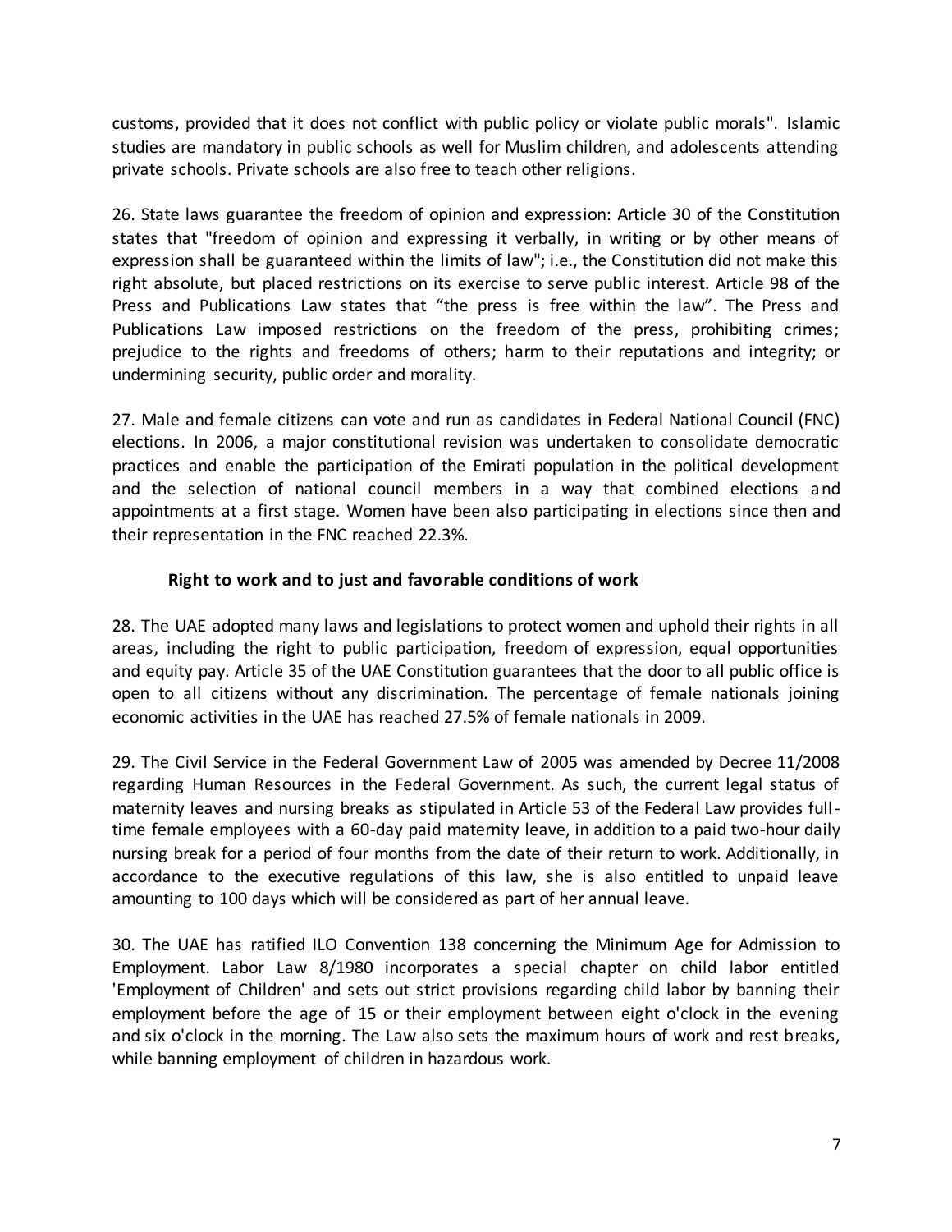customs, provided that it does not conflict with public policy or violate public morals". Islamic studies are mandatory in public schools as well for Muslim children, and adolescents attending private schools. Private schools are also free to teach other religions.

26. State laws guarantee the freedom of opinion and expression: Article 30 of the Constitution states that "freedom of opinion and expressing it verbally, in writing or by other means of expression shall be guaranteed within the limits of law"; i.e., the Constitution did not make this right absolute, but placed restrictions on its exercise to serve public interest. Article 98 of the Press and Publications Law states that "the press is free within the law". The Press and Publications Law imposed restrictions on the freedom of the press, prohibiting crimes; prejudice to the rights and freedoms of others; harm to their reputations and integrity; or undermining security, public order and morality.

27. Male and female citizens can vote and run as candidates in Federal National Council (FNC) elections. In 2006, a major constitutional revision was undertaken to consolidate democratic practices and enable the participation of the Emirati population in the political development and the selection of national council members in a way that combined elections and appointments at a first stage. Women have been also participating in elections since then and their representation in the FNC reached 22.3%.

**Right to work and to just and favorable conditions of work**

28. The UAE adopted many laws and legislations to protect women and uphold their rights in all areas, including the right to public participation, freedom of expression, equal opportunities and equity pay. Article 35 of the UAE Constitution guarantees that the door to all public office is open to all citizens without any discrimination. The percentage of female nationals joining economic activities in the UAE has reached 27.5% of female nationals in 2009.

29. The Civil Service in the Federal Government Law of 2005 was amended by Decree 11/2008 regarding Human Resources in the Federal Government. As such, the current legal status of maternity leaves and nursing breaks as stipulated in Article 53 of the Federal Law provides full-time female employees with a 60-day paid maternity leave, in addition to a paid two-hour daily nursing break for a period of four months from the date of their return to work. Additionally, in accordance to the executive regulations of this law, she is also entitled to unpaid leave amounting to 100 days which will be considered as part of her annual leave.

30. The UAE has ratified ILO Convention 138 concerning the Minimum Age for Admission to Employment. Labor Law 8/1980 incorporates a special chapter on child labor entitled 'Employment of Children' and sets out strict provisions regarding child labor by banning their employment before the age of 15 or their employment between eight o'clock in the evening and six o'clock in the morning. The Law also sets the maximum hours of work and rest breaks, while banning employment of children in hazardous work.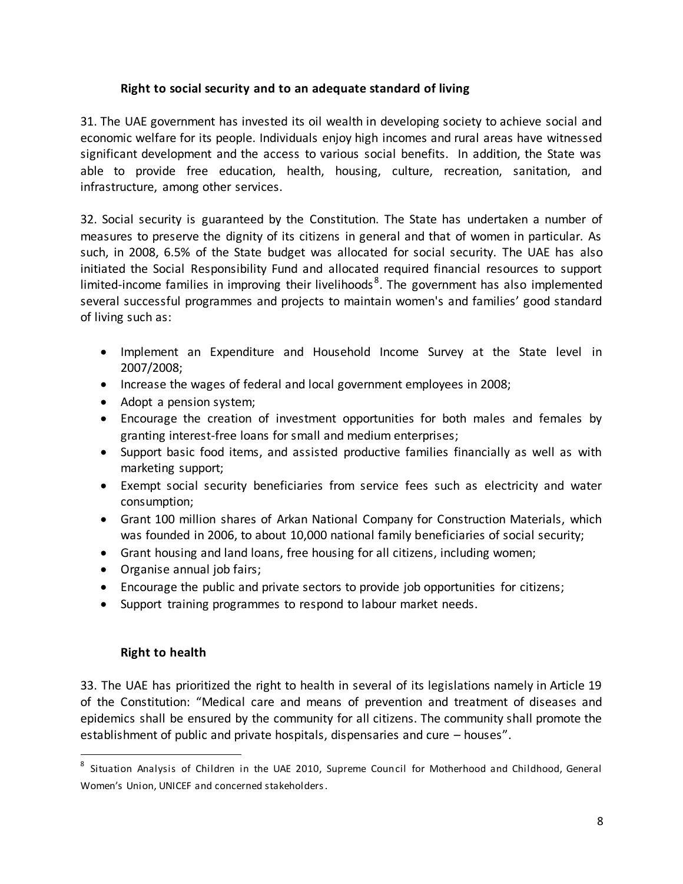### Right to social security and to an adequate standard of living

31. The UAE government has invested its oil wealth in developing society to achieve social and economic welfare for its people. Individuals enjoy high incomes and rural areas have witnessed significant development and the access to various social benefits. In addition, the State was able to provide free education, health, housing, culture, recreation, sanitation, and infrastructure, among other services.

32. Social security is guaranteed by the Constitution. The State has undertaken a number of measures to preserve the dignity of its citizens in general and that of women in particular. As such, in 2008, 6.5% of the State budget was allocated for social security. The UAE has also initiated the Social Responsibility Fund and allocated required financial resources to support limited-income families in improving their livelihoods[8]. The government has also implemented several successful programmes and projects to maintain women's and families' good standard of living such as:

- Implement an Expenditure and Household Income Survey at the State level in 2007/2008;
- Increase the wages of federal and local government employees in 2008;
- Adopt a pension system;
- Encourage the creation of investment opportunities for both males and females by granting interest-free loans for small and medium enterprises;
- Support basic food items, and assisted productive families financially as well as with marketing support;
- Exempt social security beneficiaries from service fees such as electricity and water consumption;
- Grant 100 million shares of Arkan National Company for Construction Materials, which was founded in 2006, to about 10,000 national family beneficiaries of social security;
- Grant housing and land loans, free housing for all citizens, including women;
- Organise annual job fairs;
- Encourage the public and private sectors to provide job opportunities for citizens;
- Support training programmes to respond to labour market needs.

### Right to health

33. The UAE has prioritized the right to health in several of its legislations namely in Article 19 of the Constitution: "Medical care and means of prevention and treatment of diseases and epidemics shall be ensured by the community for all citizens. The community shall promote the establishment of public and private hospitals, dispensaries and cure – houses".

---

[8] Situation Analysis of Children in the UAE 2010, Supreme Council for Motherhood and Childhood, General Women's Union, UNICEF and concerned stakeholders.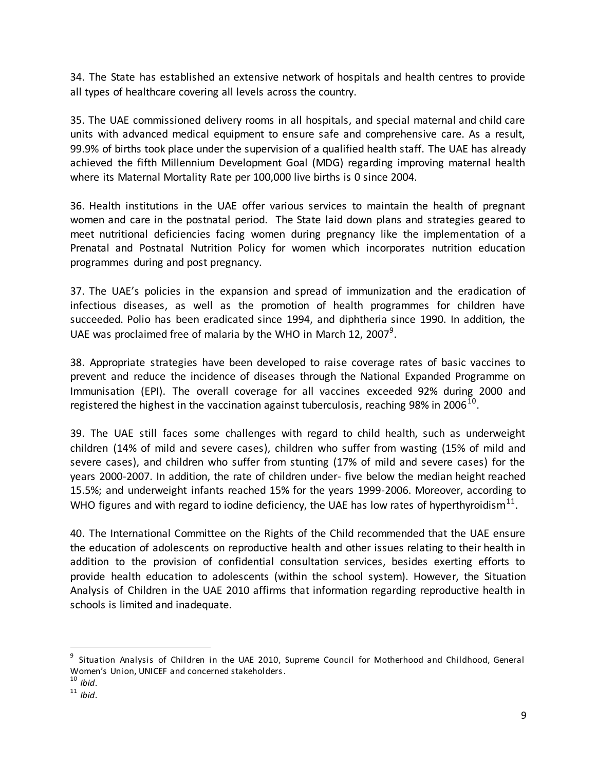34. The State has established an extensive network of hospitals and health centres to provide all types of healthcare covering all levels across the country.

35. The UAE commissioned delivery rooms in all hospitals, and special maternal and child care units with advanced medical equipment to ensure safe and comprehensive care. As a result, 99.9% of births took place under the supervision of a qualified health staff. The UAE has already achieved the fifth Millennium Development Goal (MDG) regarding improving maternal health where its Maternal Mortality Rate per 100,000 live births is 0 since 2004.

36. Health institutions in the UAE offer various services to maintain the health of pregnant women and care in the postnatal period. The State laid down plans and strategies geared to meet nutritional deficiencies facing women during pregnancy like the implementation of a Prenatal and Postnatal Nutrition Policy for women which incorporates nutrition education programmes during and post pregnancy.

37. The UAE's policies in the expansion and spread of immunization and the eradication of infectious diseases, as well as the promotion of health programmes for children have succeeded. Polio has been eradicated since 1994, and diphtheria since 1990. In addition, the UAE was proclaimed free of malaria by the WHO in March 12, 2007[9].

38. Appropriate strategies have been developed to raise coverage rates of basic vaccines to prevent and reduce the incidence of diseases through the National Expanded Programme on Immunisation (EPI). The overall coverage for all vaccines exceeded 92% during 2000 and registered the highest in the vaccination against tuberculosis, reaching 98% in 2006[10].

39. The UAE still faces some challenges with regard to child health, such as underweight children (14% of mild and severe cases), children who suffer from wasting (15% of mild and severe cases), and children who suffer from stunting (17% of mild and severe cases) for the years 2000-2007. In addition, the rate of children under- five below the median height reached 15.5%; and underweight infants reached 15% for the years 1999-2006. Moreover, according to WHO figures and with regard to iodine deficiency, the UAE has low rates of hyperthyroidism[11].

40. The International Committee on the Rights of the Child recommended that the UAE ensure the education of adolescents on reproductive health and other issues relating to their health in addition to the provision of confidential consultation services, besides exerting efforts to provide health education to adolescents (within the school system). However, the Situation Analysis of Children in the UAE 2010 affirms that information regarding reproductive health in schools is limited and inadequate.

---

[9] Situation Analysis of Children in the UAE 2010, Supreme Council for Motherhood and Childhood, General Women's Union, UNICEF and concerned stakeholders.

[10] *Ibid*.

[11] *Ibid*.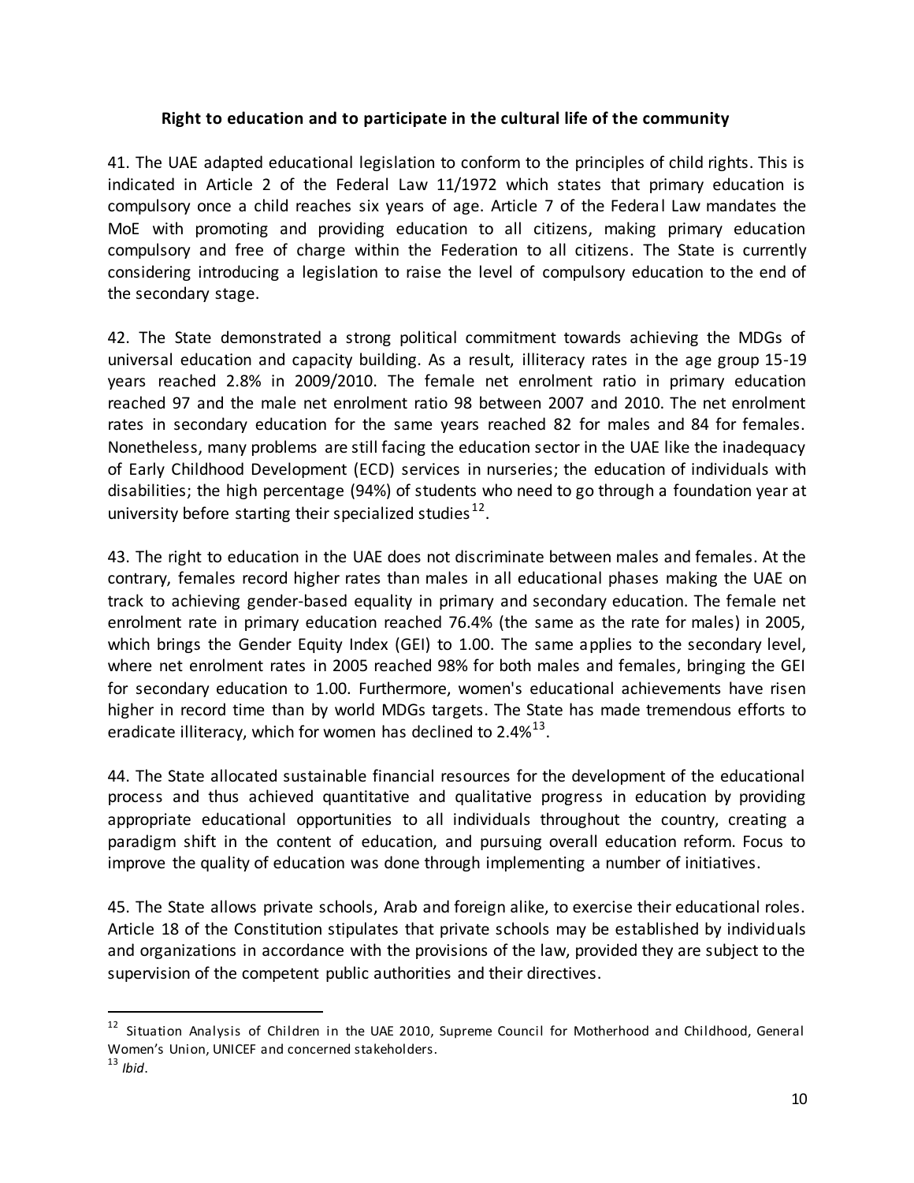**Right to education and to participate in the cultural life of the community**

41. The UAE adapted educational legislation to conform to the principles of child rights. This is indicated in Article 2 of the Federal Law 11/1972 which states that primary education is compulsory once a child reaches six years of age. Article 7 of the Federal Law mandates the MoE with promoting and providing education to all citizens, making primary education compulsory and free of charge within the Federation to all citizens. The State is currently considering introducing a legislation to raise the level of compulsory education to the end of the secondary stage.

42. The State demonstrated a strong political commitment towards achieving the MDGs of universal education and capacity building. As a result, illiteracy rates in the age group 15-19 years reached 2.8% in 2009/2010. The female net enrolment ratio in primary education reached 97 and the male net enrolment ratio 98 between 2007 and 2010. The net enrolment rates in secondary education for the same years reached 82 for males and 84 for females. Nonetheless, many problems are still facing the education sector in the UAE like the inadequacy of Early Childhood Development (ECD) services in nurseries; the education of individuals with disabilities; the high percentage (94%) of students who need to go through a foundation year at university before starting their specialized studies[12].

43. The right to education in the UAE does not discriminate between males and females. At the contrary, females record higher rates than males in all educational phases making the UAE on track to achieving gender-based equality in primary and secondary education. The female net enrolment rate in primary education reached 76.4% (the same as the rate for males) in 2005, which brings the Gender Equity Index (GEI) to 1.00. The same applies to the secondary level, where net enrolment rates in 2005 reached 98% for both males and females, bringing the GEI for secondary education to 1.00. Furthermore, women's educational achievements have risen higher in record time than by world MDGs targets. The State has made tremendous efforts to eradicate illiteracy, which for women has declined to 2.4%[13].

44. The State allocated sustainable financial resources for the development of the educational process and thus achieved quantitative and qualitative progress in education by providing appropriate educational opportunities to all individuals throughout the country, creating a paradigm shift in the content of education, and pursuing overall education reform. Focus to improve the quality of education was done through implementing a number of initiatives.

45. The State allows private schools, Arab and foreign alike, to exercise their educational roles. Article 18 of the Constitution stipulates that private schools may be established by individuals and organizations in accordance with the provisions of the law, provided they are subject to the supervision of the competent public authorities and their directives.

---

[12] Situation Analysis of Children in the UAE 2010, Supreme Council for Motherhood and Childhood, General Women's Union, UNICEF and concerned stakeholders.

[13] *Ibid*.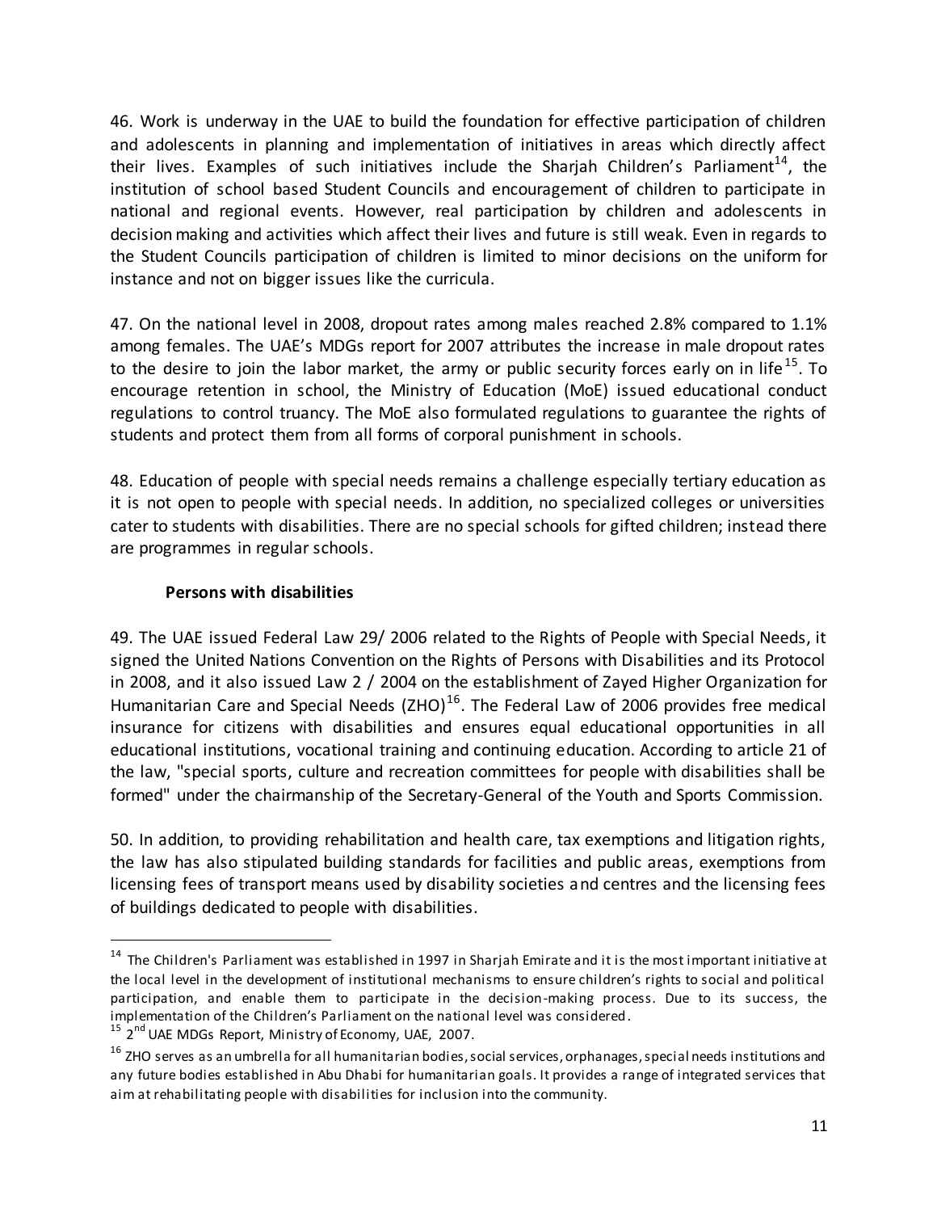46. Work is underway in the UAE to build the foundation for effective participation of children and adolescents in planning and implementation of initiatives in areas which directly affect their lives. Examples of such initiatives include the Sharjah Children's Parliament[14], the institution of school based Student Councils and encouragement of children to participate in national and regional events. However, real participation by children and adolescents in decision making and activities which affect their lives and future is still weak. Even in regards to the Student Councils participation of children is limited to minor decisions on the uniform for instance and not on bigger issues like the curricula.

47. On the national level in 2008, dropout rates among males reached 2.8% compared to 1.1% among females. The UAE's MDGs report for 2007 attributes the increase in male dropout rates to the desire to join the labor market, the army or public security forces early on in life[15]. To encourage retention in school, the Ministry of Education (MoE) issued educational conduct regulations to control truancy. The MoE also formulated regulations to guarantee the rights of students and protect them from all forms of corporal punishment in schools.

48. Education of people with special needs remains a challenge especially tertiary education as it is not open to people with special needs. In addition, no specialized colleges or universities cater to students with disabilities. There are no special schools for gifted children; instead there are programmes in regular schools.

**Persons with disabilities**

49. The UAE issued Federal Law 29/ 2006 related to the Rights of People with Special Needs, it signed the United Nations Convention on the Rights of Persons with Disabilities and its Protocol in 2008, and it also issued Law 2 / 2004 on the establishment of Zayed Higher Organization for Humanitarian Care and Special Needs (ZHO)[16]. The Federal Law of 2006 provides free medical insurance for citizens with disabilities and ensures equal educational opportunities in all educational institutions, vocational training and continuing education. According to article 21 of the law, "special sports, culture and recreation committees for people with disabilities shall be formed" under the chairmanship of the Secretary-General of the Youth and Sports Commission.

50. In addition, to providing rehabilitation and health care, tax exemptions and litigation rights, the law has also stipulated building standards for facilities and public areas, exemptions from licensing fees of transport means used by disability societies and centres and the licensing fees of buildings dedicated to people with disabilities.

---

[14] The Children's Parliament was established in 1997 in Sharjah Emirate and it is the most important initiative at the local level in the development of institutional mechanisms to ensure children's rights to social and political participation, and enable them to participate in the decision-making process. Due to its success, the implementation of the Children's Parliament on the national level was considered.

[15] 2nd UAE MDGs Report, Ministry of Economy, UAE, 2007.

[16] ZHO serves as an umbrella for all humanitarian bodies, social services, orphanages, special needs institutions and any future bodies established in Abu Dhabi for humanitarian goals. It provides a range of integrated services that aim at rehabilitating people with disabilities for inclusion into the community.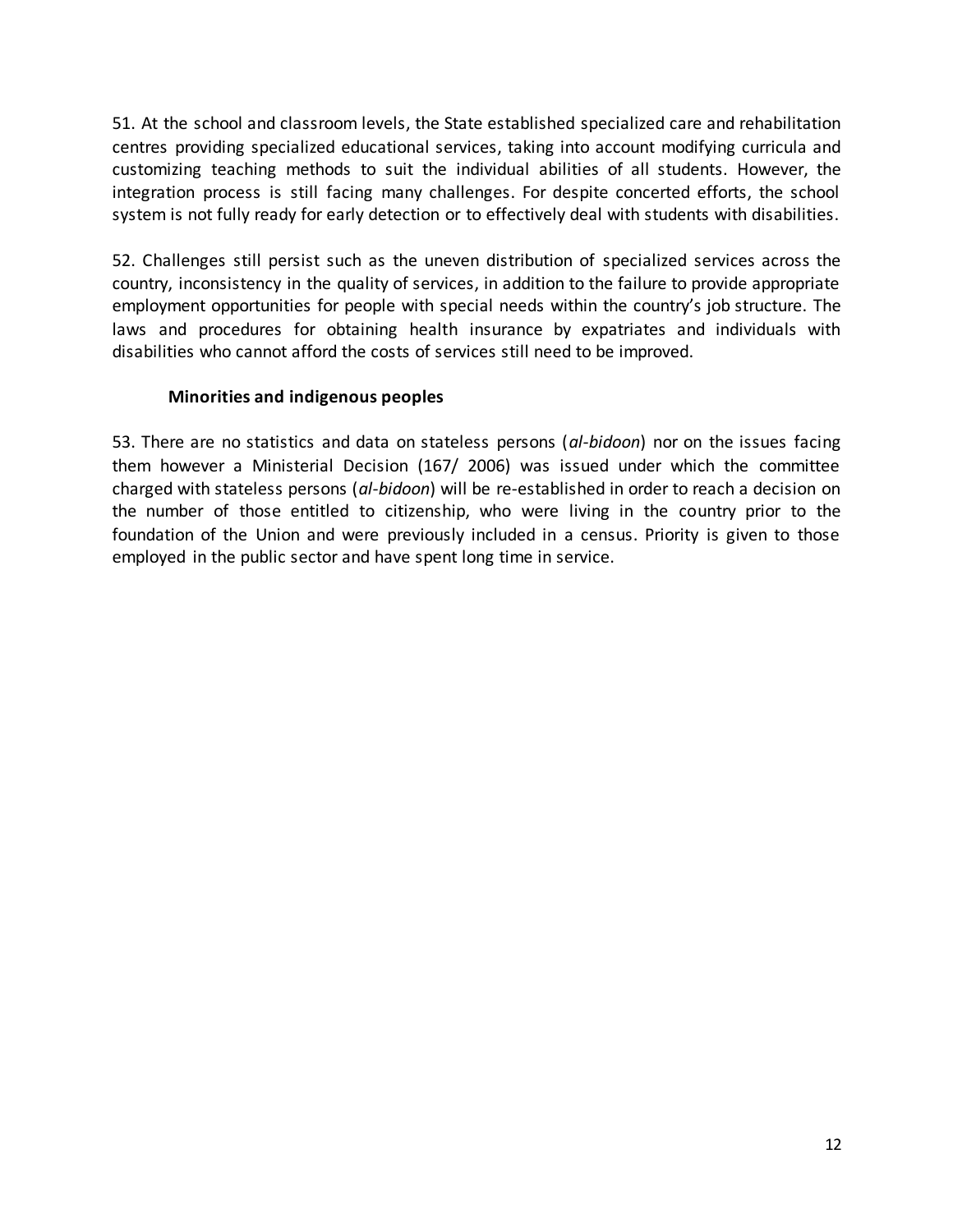51. At the school and classroom levels, the State established specialized care and rehabilitation centres providing specialized educational services, taking into account modifying curricula and customizing teaching methods to suit the individual abilities of all students. However, the integration process is still facing many challenges. For despite concerted efforts, the school system is not fully ready for early detection or to effectively deal with students with disabilities.

52. Challenges still persist such as the uneven distribution of specialized services across the country, inconsistency in the quality of services, in addition to the failure to provide appropriate employment opportunities for people with special needs within the country's job structure. The laws and procedures for obtaining health insurance by expatriates and individuals with disabilities who cannot afford the costs of services still need to be improved.

### Minorities and indigenous peoples

53. There are no statistics and data on stateless persons (*al-bidoon*) nor on the issues facing them however a Ministerial Decision (167/ 2006) was issued under which the committee charged with stateless persons (*al-bidoon*) will be re-established in order to reach a decision on the number of those entitled to citizenship, who were living in the country prior to the foundation of the Union and were previously included in a census. Priority is given to those employed in the public sector and have spent long time in service.